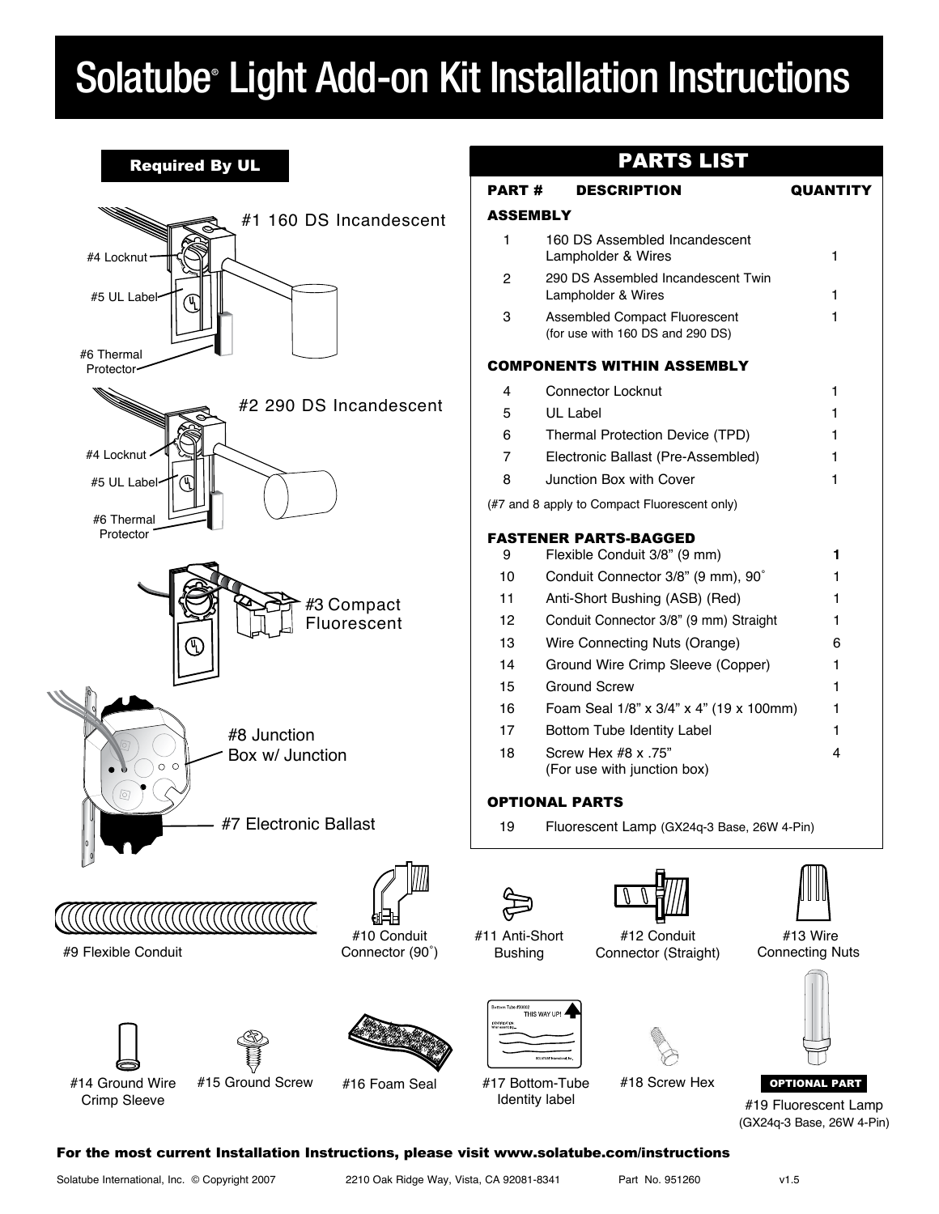# Solatube® Light Add-on Kit Installation Instructions

**Required By UL**

#1 160 DS Incandescent

#4 Locknut

#5 UL Label

#6 Thermal Protector

#2 290 DS Incandescent

#4 Locknut

#5 UL Label

#6 Thermal Protector

#3 Compact Fluorescent

#8 Junction Box w/ Junction

#7 Electronic Ballast

## PARTS LIST

| PART # | DESCRIPTION | QUANTITY |
|---|---|---|
| **ASSEMBLY** | | |
| 1 | 160 DS Assembled Incandescent Lampholder & Wires | 1 |
| 2 | 290 DS Assembled Incandescent Twin Lampholder & Wires | 1 |
| 3 | Assembled Compact Fluorescent (for use with 160 DS and 290 DS) | 1 |
| **COMPONENTS WITHIN ASSEMBLY** | | |
| 4 | Connector Locknut | 1 |
| 5 | UL Label | 1 |
| 6 | Thermal Protection Device (TPD) | 1 |
| 7 | Electronic Ballast (Pre-Assembled) | 1 |
| 8 | Junction Box with Cover | 1 |
| (#7 and 8 apply to Compact Fluorescent only) | | |
| **FASTENER PARTS-BAGGED** | | |
| 9 | Flexible Conduit 3/8" (9 mm) | **1** |
| 10 | Conduit Connector 3/8" (9 mm), 90˚ | 1 |
| 11 | Anti-Short Bushing (ASB) (Red) | 1 |
| 12 | Conduit Connector 3/8" (9 mm) Straight | 1 |
| 13 | Wire Connecting Nuts (Orange) | 6 |
| 14 | Ground Wire Crimp Sleeve (Copper) | 1 |
| 15 | Ground Screw | 1 |
| 16 | Foam Seal 1/8" x 3/4" x 4" (19 x 100mm) | 1 |
| 17 | Bottom Tube Identity Label | 1 |
| 18 | Screw Hex #8 x .75" (For use with junction box) | 4 |
| **OPTIONAL PARTS** | | |
| 19 | Fluorescent Lamp (GX24q-3 Base, 26W 4-Pin) | |

#9 Flexible Conduit

#10 Conduit Connector (90˚)

#11 Anti-Short Bushing

#12 Conduit Connector (Straight)

#13 Wire Connecting Nuts

#14 Ground Wire Crimp Sleeve

#15 Ground Screw

#16 Foam Seal

#17 Bottom-Tube Identity label

#18 Screw Hex

**OPTIONAL PART**

#19 Fluorescent Lamp (GX24q-3 Base, 26W 4-Pin)

**For the most current Installation Instructions, please visit www.solatube.com/instructions**

Solatube International, Inc. © Copyright 2007 2210 Oak Ridge Way, Vista, CA 92081-8341 Part No. 951260 v1.5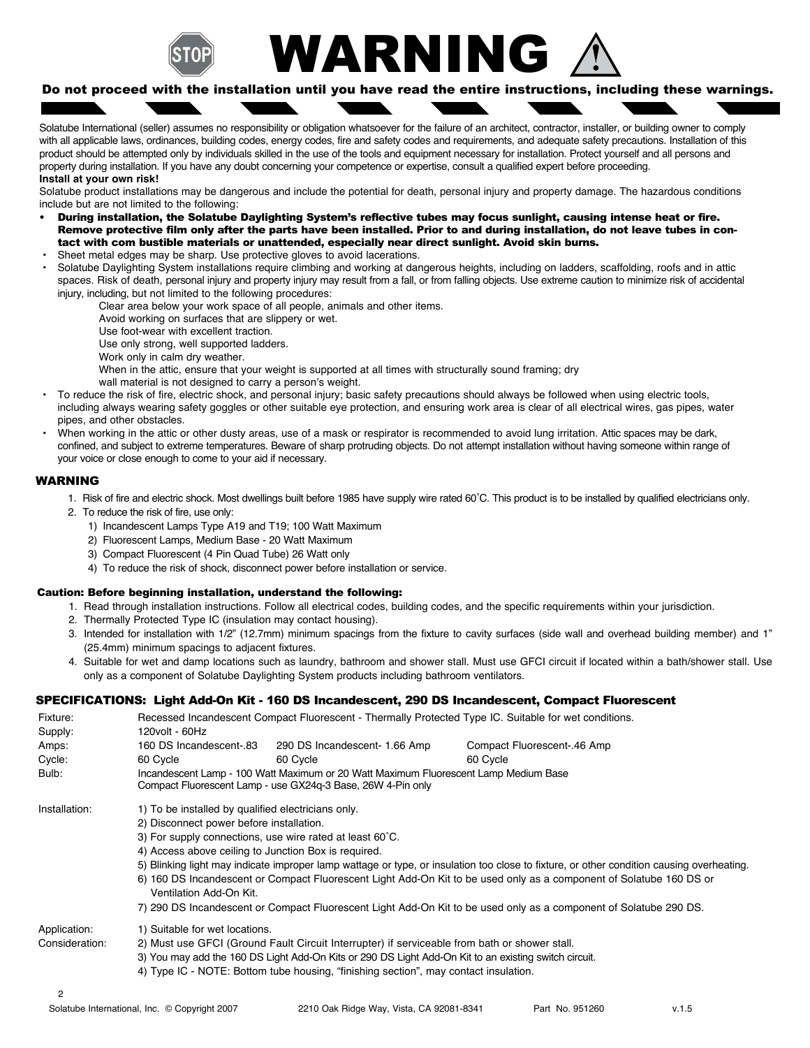# WARNING

**Do not proceed with the installation until you have read the entire instructions, including these warnings.**

Solatube International (seller) assumes no responsibility or obligation whatsoever for the failure of an architect, contractor, installer, or building owner to comply with all applicable laws, ordinances, building codes, energy codes, fire and safety codes and requirements, and adequate safety precautions. Installation of this product should be attempted only by individuals skilled in the use of the tools and equipment necessary for installation. Protect yourself and all persons and property during installation. If you have any doubt concerning your competence or expertise, consult a qualified expert before proceeding.

**Install at your own risk!**

Solatube product installations may be dangerous and include the potential for death, personal injury and property damage. The hazardous conditions include but are not limited to the following:

- **During installation, the Solatube Daylighting System's reflective tubes may focus sunlight, causing intense heat or fire. Remove protective film only after the parts have been installed. Prior to and during installation, do not leave tubes in contact with com bustible materials or unattended, especially near direct sunlight. Avoid skin burns.**
- Sheet metal edges may be sharp. Use protective gloves to avoid lacerations.
- Solatube Daylighting System installations require climbing and working at dangerous heights, including on ladders, scaffolding, roofs and in attic spaces. Risk of death, personal injury and property injury may result from a fall, or from falling objects. Use extreme caution to minimize risk of accidental injury, including, but not limited to the following procedures:
  - Clear area below your work space of all people, animals and other items.
  - Avoid working on surfaces that are slippery or wet.
  - Use foot-wear with excellent traction.
  - Use only strong, well supported ladders.
  - Work only in calm dry weather.
  - When in the attic, ensure that your weight is supported at all times with structurally sound framing; dry wall material is not designed to carry a person's weight.
- To reduce the risk of fire, electric shock, and personal injury; basic safety precautions should always be followed when using electric tools, including always wearing safety goggles or other suitable eye protection, and ensuring work area is clear of all electrical wires, gas pipes, water pipes, and other obstacles.
- When working in the attic or other dusty areas, use of a mask or respirator is recommended to avoid lung irritation. Attic spaces may be dark, confined, and subject to extreme temperatures. Beware of sharp protruding objects. Do not attempt installation without having someone within range of your voice or close enough to come to your aid if necessary.

## WARNING

1. Risk of fire and electric shock. Most dwellings built before 1985 have supply wire rated 60˚C. This product is to be installed by qualified electricians only.
2. To reduce the risk of fire, use only:
   1) Incandescent Lamps Type A19 and T19; 100 Watt Maximum
   2) Fluorescent Lamps, Medium Base - 20 Watt Maximum
   3) Compact Fluorescent (4 Pin Quad Tube) 26 Watt only
   4) To reduce the risk of shock, disconnect power before installation or service.

### Caution: Before beginning installation, understand the following:

1. Read through installation instructions. Follow all electrical codes, building codes, and the specific requirements within your jurisdiction.
2. Thermally Protected Type IC (insulation may contact housing).
3. Intended for installation with 1/2" (12.7mm) minimum spacings from the fixture to cavity surfaces (side wall and overhead building member) and 1" (25.4mm) minimum spacings to adjacent fixtures.
4. Suitable for wet and damp locations such as laundry, bathroom and shower stall. Must use GFCI circuit if located within a bath/shower stall. Use only as a component of Solatube Daylighting System products including bathroom ventilators.

### SPECIFICATIONS: Light Add-On Kit - 160 DS Incandescent, 290 DS Incandescent, Compact Fluorescent

| | | | |
|---|---|---|---|
| Fixture: | Recessed Incandescent Compact Fluorescent - Thermally Protected Type IC. Suitable for wet conditions. | | |
| Supply: | 120volt - 60Hz | | |
| Amps: | 160 DS Incandescent-.83 | 290 DS Incandescent- 1.66 Amp | Compact Fluorescent-.46 Amp |
| Cycle: | 60 Cycle | 60 Cycle | 60 Cycle |
| Bulb: | Incandescent Lamp - 100 Watt Maximum or 20 Watt Maximum Fluorescent Lamp Medium Base<br>Compact Fluorescent Lamp - use GX24q-3 Base, 26W 4-Pin only | | |

Installation:
1) To be installed by qualified electricians only.
2) Disconnect power before installation.
3) For supply connections, use wire rated at least 60˚C.
4) Access above ceiling to Junction Box is required.
5) Blinking light may indicate improper lamp wattage or type, or insulation too close to fixture, or other condition causing overheating.
6) 160 DS Incandescent or Compact Fluorescent Light Add-On Kit to be used only as a component of Solatube 160 DS or Ventilation Add-On Kit.
7) 290 DS Incandescent or Compact Fluorescent Light Add-On Kit to be used only as a component of Solatube 290 DS.

Application: Consideration:
1) Suitable for wet locations.
2) Must use GFCI (Ground Fault Circuit Interrupter) if serviceable from bath or shower stall.
3) You may add the 160 DS Light Add-On Kits or 290 DS Light Add-On Kit to an existing switch circuit.
4) Type IC - NOTE: Bottom tube housing, "finishing section", may contact insulation.

Solatube International, Inc. © Copyright 2007 2210 Oak Ridge Way, Vista, CA 92081-8341 Part No. 951260 v.1.5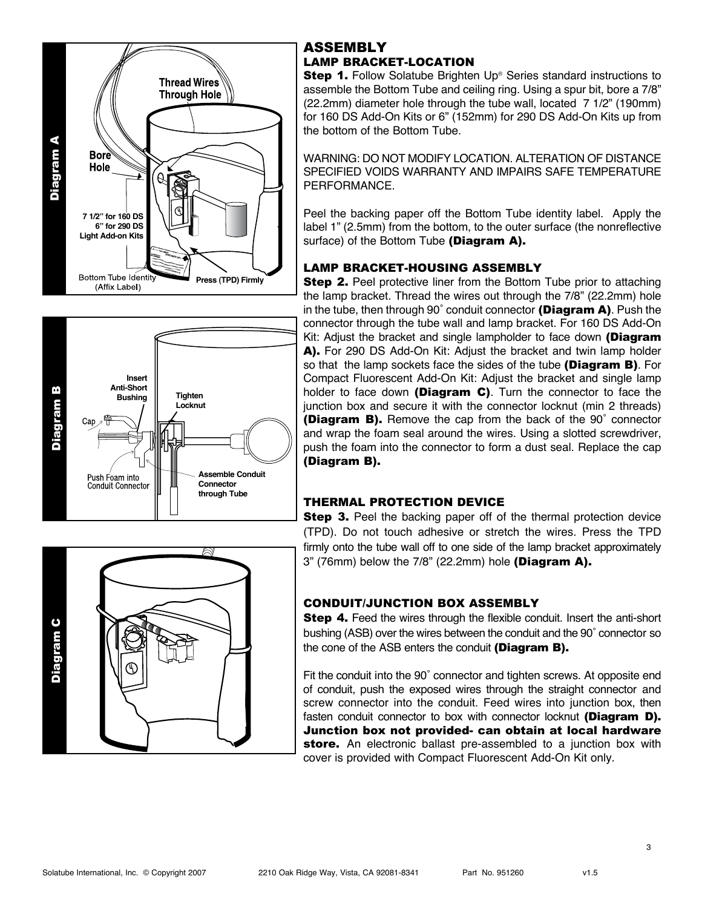## ASSEMBLY

### LAMP BRACKET-LOCATION

**Step 1.** Follow Solatube Brighten Up® Series standard instructions to assemble the Bottom Tube and ceiling ring. Using a spur bit, bore a 7/8" (22.2mm) diameter hole through the tube wall, located 7 1/2" (190mm) for 160 DS Add-On Kits or 6" (152mm) for 290 DS Add-On Kits up from the bottom of the Bottom Tube.

WARNING: DO NOT MODIFY LOCATION. ALTERATION OF DISTANCE SPECIFIED VOIDS WARRANTY AND IMPAIRS SAFE TEMPERATURE PERFORMANCE.

Peel the backing paper off the Bottom Tube identity label. Apply the label 1" (2.5mm) from the bottom, to the outer surface (the nonreflective surface) of the Bottom Tube **(Diagram A).**

### LAMP BRACKET-HOUSING ASSEMBLY

**Step 2.** Peel protective liner from the Bottom Tube prior to attaching the lamp bracket. Thread the wires out through the 7/8" (22.2mm) hole in the tube, then through 90˚ conduit connector **(Diagram A)**. Push the connector through the tube wall and lamp bracket. For 160 DS Add-On Kit: Adjust the bracket and single lampholder to face down **(Diagram A).** For 290 DS Add-On Kit: Adjust the bracket and twin lamp holder so that the lamp sockets face the sides of the tube **(Diagram B)**. For Compact Fluorescent Add-On Kit: Adjust the bracket and single lamp holder to face down **(Diagram C)**. Turn the connector to face the junction box and secure it with the connector locknut (min 2 threads) **(Diagram B).** Remove the cap from the back of the 90˚ connector and wrap the foam seal around the wires. Using a slotted screwdriver, push the foam into the connector to form a dust seal. Replace the cap **(Diagram B).**

### THERMAL PROTECTION DEVICE

**Step 3.** Peel the backing paper off of the thermal protection device (TPD). Do not touch adhesive or stretch the wires. Press the TPD firmly onto the tube wall off to one side of the lamp bracket approximately 3" (76mm) below the 7/8" (22.2mm) hole **(Diagram A).**

### CONDUIT/JUNCTION BOX ASSEMBLY

**Step 4.** Feed the wires through the flexible conduit. Insert the anti-short bushing (ASB) over the wires between the conduit and the 90˚ connector so the cone of the ASB enters the conduit **(Diagram B).**

Fit the conduit into the 90˚ connector and tighten screws. At opposite end of conduit, push the exposed wires through the straight connector and screw connector into the conduit. Feed wires into junction box, then fasten conduit connector to box with connector locknut **(Diagram D). Junction box not provided- can obtain at local hardware store.** An electronic ballast pre-assembled to a junction box with cover is provided with Compact Fluorescent Add-On Kit only.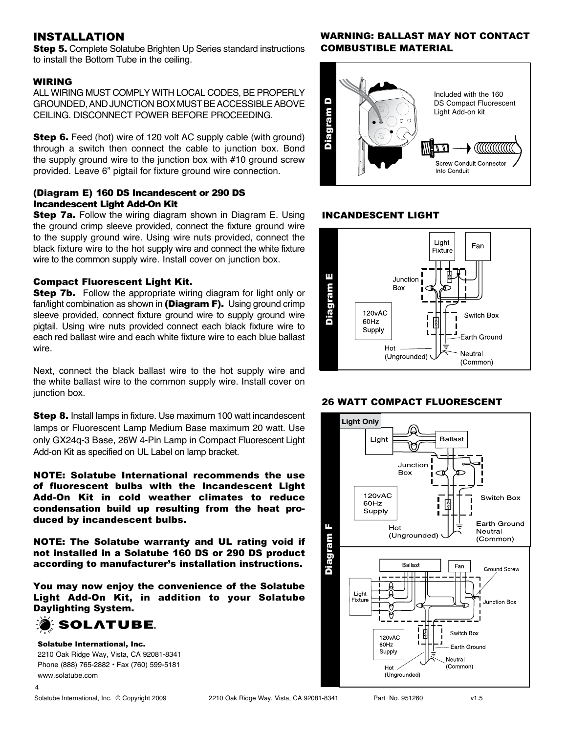## INSTALLATION

**Step 5.** Complete Solatube Brighten Up Series standard instructions to install the Bottom Tube in the ceiling.

### WIRING

ALL WIRING MUST COMPLY WITH LOCAL CODES, BE PROPERLY GROUNDED, AND JUNCTION BOX MUST BE ACCESSIBLE ABOVE CEILING. DISCONNECT POWER BEFORE PROCEEDING.

**Step 6.** Feed (hot) wire of 120 volt AC supply cable (with ground) through a switch then connect the cable to junction box. Bond the supply ground wire to the junction box with #10 ground screw provided. Leave 6" pigtail for fixture ground wire connection.

### (Diagram E) 160 DS Incandescent or 290 DS Incandescent Light Add-On Kit

**Step 7a.** Follow the wiring diagram shown in Diagram E. Using the ground crimp sleeve provided, connect the fixture ground wire to the supply ground wire. Using wire nuts provided, connect the black fixture wire to the hot supply wire and connect the white fixture wire to the common supply wire. Install cover on junction box.

### Compact Fluorescent Light Kit.

**Step 7b.** Follow the appropriate wiring diagram for light only or fan/light combination as shown in **(Diagram F).** Using ground crimp sleeve provided, connect fixture ground wire to supply ground wire pigtail. Using wire nuts provided connect each black fixture wire to each red ballast wire and each white fixture wire to each blue ballast wire.

Next, connect the black ballast wire to the hot supply wire and the white ballast wire to the common supply wire. Install cover on junction box.

**Step 8.** Install lamps in fixture. Use maximum 100 watt incandescent lamps or Fluorescent Lamp Medium Base maximum 20 watt. Use only GX24q-3 Base, 26W 4-Pin Lamp in Compact Fluorescent Light Add-on Kit as specified on UL Label on lamp bracket.

**NOTE: Solatube International recommends the use of fluorescent bulbs with the Incandescent Light Add-On Kit in cold weather climates to reduce condensation build up resulting from the heat produced by incandescent bulbs.**

**NOTE: The Solatube warranty and UL rating void if not installed in a Solatube 160 DS or 290 DS product according to manufacturer's installation instructions.**

**You may now enjoy the convenience of the Solatube Light Add-On Kit, in addition to your Solatube Daylighting System.**

SOLATUBE.

**Solatube International, Inc.**
2210 Oak Ridge Way, Vista, CA 92081-8341
Phone (888) 765-2882 • Fax (760) 599-5181
www.solatube.com

### WARNING: BALLAST MAY NOT CONTACT COMBUSTIBLE MATERIAL

Diagram D

Included with the 160 DS Compact Fluorescent Light Add-on kit

Screw Conduit Connector Into Conduit

### INCANDESCENT LIGHT

Diagram E

Light Fixture
Fan
Junction Box
120vAC 60Hz Supply
Switch Box
Earth Ground
Hot (Ungrounded)
Neutral (Common)

### 26 WATT COMPACT FLUORESCENT

Diagram F

Light Only
Light
Ballast
Junction Box
120vAC 60Hz Supply
Switch Box
Earth Ground
Neutral (Common)
Hot (Ungrounded)

Ballast
Fan
Ground Screw
Light Fixture
Junction Box
120vAC 60Hz Supply
Switch Box
Earth Ground
Neutral (Common)
Hot (Ungrounded)

Solatube International, Inc. © Copyright 2009 2210 Oak Ridge Way, Vista, CA 92081-8341 Part No. 951260 v1.5